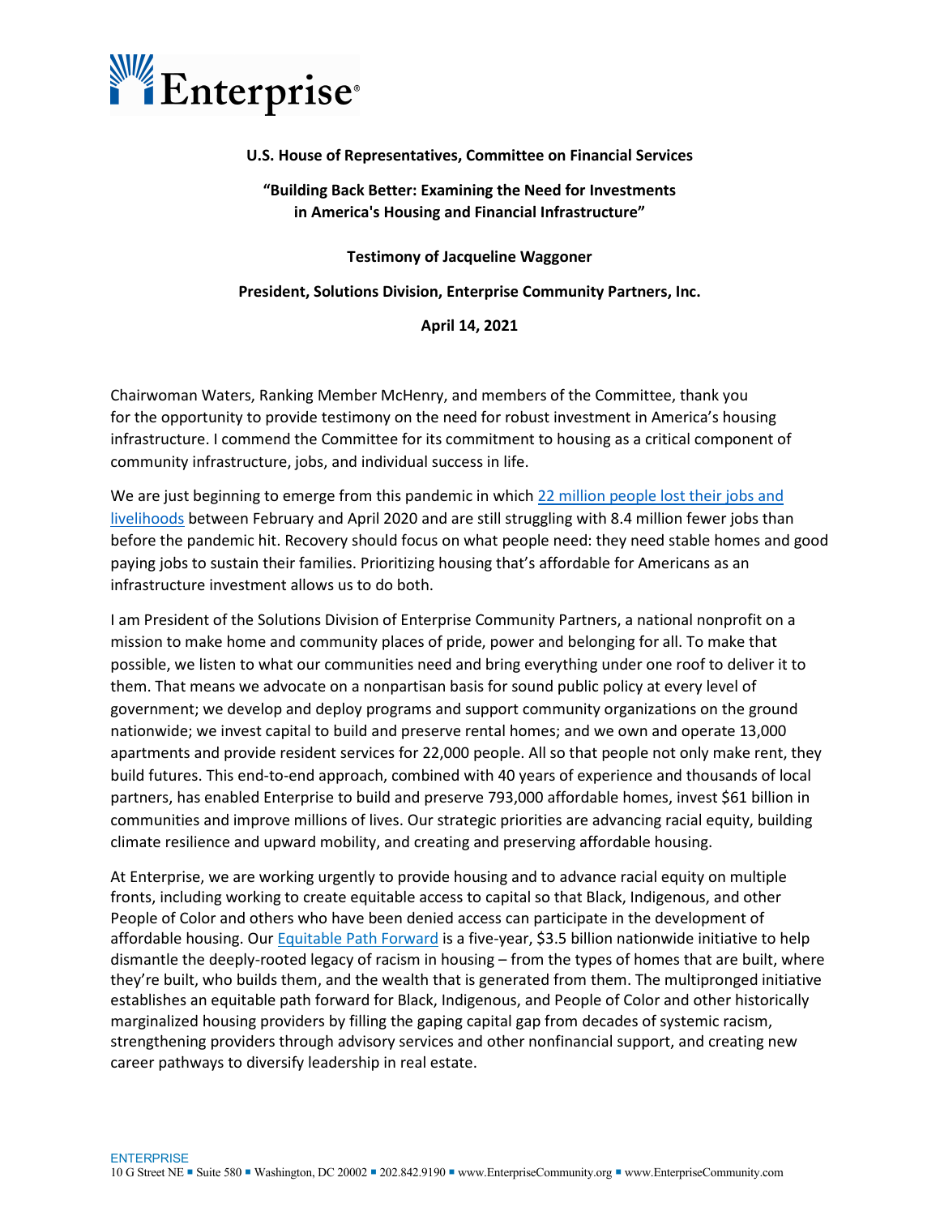**U.S. House of Representatives, Committee on Financial Services**

**"Building Back Better: Examining the Need for Investments in America's Housing and Financial Infrastructure"**

**Testimony of Jacqueline Waggoner**

**President, Solutions Division, Enterprise Community Partners, Inc.**

**April 14, 2021**

Chairwoman Waters, Ranking Member McHenry, and members of the Committee, thank you for the opportunity to provide testimony on the need for robust investment in America's housing infrastructure. I commend the Committee for its commitment to housing as a critical component of community infrastructure, jobs, and individual success in life.

We are just beginning to emerge from this pandemic in which 22 million people lost their jobs and livelihoods between February and April 2020 and are still struggling with 8.4 million fewer jobs than before the pandemic hit. Recovery should focus on what people need: they need stable homes and good paying jobs to sustain their families. Prioritizing housing that's affordable for Americans as an infrastructure investment allows us to do both.

I am President of the Solutions Division of Enterprise Community Partners, a national nonprofit on a mission to make home and community places of pride, power and belonging for all. To make that possible, we listen to what our communities need and bring everything under one roof to deliver it to them. That means we advocate on a nonpartisan basis for sound public policy at every level of government; we develop and deploy programs and support community organizations on the ground nationwide; we invest capital to build and preserve rental homes; and we own and operate 13,000 apartments and provide resident services for 22,000 people. All so that people not only make rent, they build futures. This end-to-end approach, combined with 40 years of experience and thousands of local partners, has enabled Enterprise to build and preserve 793,000 affordable homes, invest $61 billion in communities and improve millions of lives. Our strategic priorities are advancing racial equity, building climate resilience and upward mobility, and creating and preserving affordable housing.

At Enterprise, we are working urgently to provide housing and to advance racial equity on multiple fronts, including working to create equitable access to capital so that Black, Indigenous, and other People of Color and others who have been denied access can participate in the development of affordable housing. Our Equitable Path Forward is a five-year, $3.5 billion nationwide initiative to help dismantle the deeply-rooted legacy of racism in housing – from the types of homes that are built, where they're built, who builds them, and the wealth that is generated from them. The multipronged initiative establishes an equitable path forward for Black, Indigenous, and People of Color and other historically marginalized housing providers by filling the gaping capital gap from decades of systemic racism, strengthening providers through advisory services and other nonfinancial support, and creating new career pathways to diversify leadership in real estate.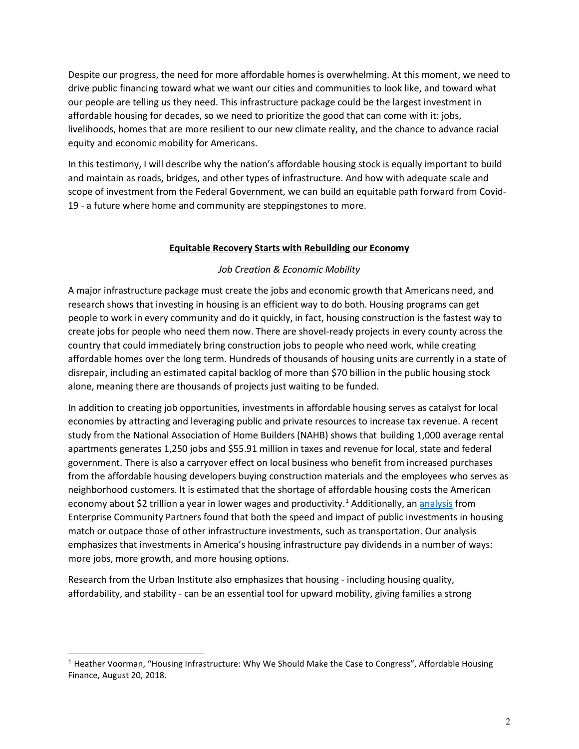Despite our progress, the need for more affordable homes is overwhelming. At this moment, we need to drive public financing toward what we want our cities and communities to look like, and toward what our people are telling us they need. This infrastructure package could be the largest investment in affordable housing for decades, so we need to prioritize the good that can come with it: jobs, livelihoods, homes that are more resilient to our new climate reality, and the chance to advance racial equity and economic mobility for Americans.

In this testimony, I will describe why the nation's affordable housing stock is equally important to build and maintain as roads, bridges, and other types of infrastructure. And how with adequate scale and scope of investment from the Federal Government, we can build an equitable path forward from Covid-19 - a future where home and community are steppingstones to more.

**Equitable Recovery Starts with Rebuilding our Economy**

*Job Creation & Economic Mobility*

A major infrastructure package must create the jobs and economic growth that Americans need, and research shows that investing in housing is an efficient way to do both. Housing programs can get people to work in every community and do it quickly, in fact, housing construction is the fastest way to create jobs for people who need them now. There are shovel-ready projects in every county across the country that could immediately bring construction jobs to people who need work, while creating affordable homes over the long term. Hundreds of thousands of housing units are currently in a state of disrepair, including an estimated capital backlog of more than $70 billion in the public housing stock alone, meaning there are thousands of projects just waiting to be funded.

In addition to creating job opportunities, investments in affordable housing serves as catalyst for local economies by attracting and leveraging public and private resources to increase tax revenue. A recent study from the National Association of Home Builders (NAHB) shows that building 1,000 average rental apartments generates 1,250 jobs and $55.91 million in taxes and revenue for local, state and federal government. There is also a carryover effect on local business who benefit from increased purchases from the affordable housing developers buying construction materials and the employees who serves as neighborhood customers. It is estimated that the shortage of affordable housing costs the American economy about $2 trillion a year in lower wages and productivity.[1] Additionally, an analysis from Enterprise Community Partners found that both the speed and impact of public investments in housing match or outpace those of other infrastructure investments, such as transportation. Our analysis emphasizes that investments in America's housing infrastructure pay dividends in a number of ways: more jobs, more growth, and more housing options.

Research from the Urban Institute also emphasizes that housing - including housing quality, affordability, and stability - can be an essential tool for upward mobility, giving families a strong

[1] Heather Voorman, "Housing Infrastructure: Why We Should Make the Case to Congress", Affordable Housing Finance, August 20, 2018.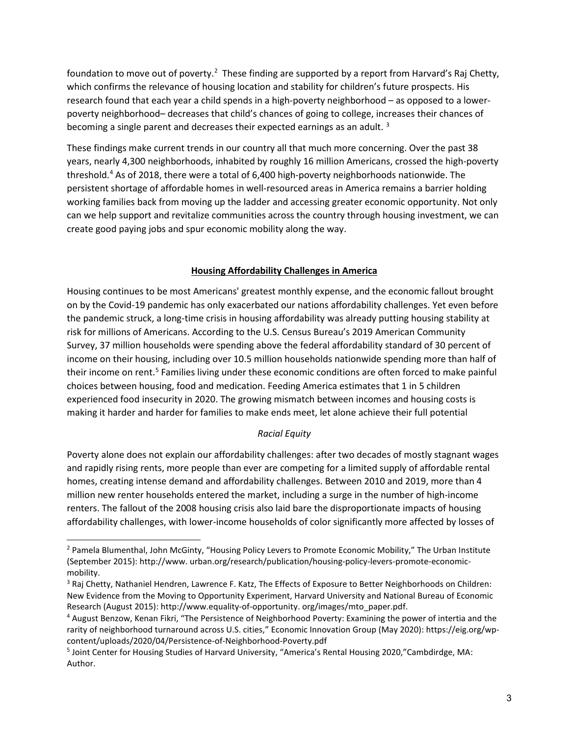foundation to move out of poverty.[2] These finding are supported by a report from Harvard's Raj Chetty, which confirms the relevance of housing location and stability for children's future prospects. His research found that each year a child spends in a high-poverty neighborhood – as opposed to a lower-poverty neighborhood– decreases that child's chances of going to college, increases their chances of becoming a single parent and decreases their expected earnings as an adult. [3]

These findings make current trends in our country all that much more concerning. Over the past 38 years, nearly 4,300 neighborhoods, inhabited by roughly 16 million Americans, crossed the high-poverty threshold.[4] As of 2018, there were a total of 6,400 high-poverty neighborhoods nationwide. The persistent shortage of affordable homes in well-resourced areas in America remains a barrier holding working families back from moving up the ladder and accessing greater economic opportunity. Not only can we help support and revitalize communities across the country through housing investment, we can create good paying jobs and spur economic mobility along the way.

## **Housing Affordability Challenges in America**

Housing continues to be most Americans' greatest monthly expense, and the economic fallout brought on by the Covid-19 pandemic has only exacerbated our nations affordability challenges. Yet even before the pandemic struck, a long-time crisis in housing affordability was already putting housing stability at risk for millions of Americans. According to the U.S. Census Bureau's 2019 American Community Survey, 37 million households were spending above the federal affordability standard of 30 percent of income on their housing, including over 10.5 million households nationwide spending more than half of their income on rent.[5] Families living under these economic conditions are often forced to make painful choices between housing, food and medication. Feeding America estimates that 1 in 5 children experienced food insecurity in 2020. The growing mismatch between incomes and housing costs is making it harder and harder for families to make ends meet, let alone achieve their full potential

### *Racial Equity*

Poverty alone does not explain our affordability challenges: after two decades of mostly stagnant wages and rapidly rising rents, more people than ever are competing for a limited supply of affordable rental homes, creating intense demand and affordability challenges. Between 2010 and 2019, more than 4 million new renter households entered the market, including a surge in the number of high-income renters. The fallout of the 2008 housing crisis also laid bare the disproportionate impacts of housing affordability challenges, with lower-income households of color significantly more affected by losses of

---

[2] Pamela Blumenthal, John McGinty, "Housing Policy Levers to Promote Economic Mobility," The Urban Institute (September 2015): http://www. urban.org/research/publication/housing-policy-levers-promote-economic-mobility.

[3] Raj Chetty, Nathaniel Hendren, Lawrence F. Katz, The Effects of Exposure to Better Neighborhoods on Children: New Evidence from the Moving to Opportunity Experiment, Harvard University and National Bureau of Economic Research (August 2015): http://www.equality-of-opportunity. org/images/mto_paper.pdf.

[4] August Benzow, Kenan Fikri, "The Persistence of Neighborhood Poverty: Examining the power of intertia and the rarity of neighborhood turnaround across U.S. cities," Economic Innovation Group (May 2020): https://eig.org/wp-content/uploads/2020/04/Persistence-of-Neighborhood-Poverty.pdf

[5] Joint Center for Housing Studies of Harvard University, "America's Rental Housing 2020,"Cambdirdge, MA: Author.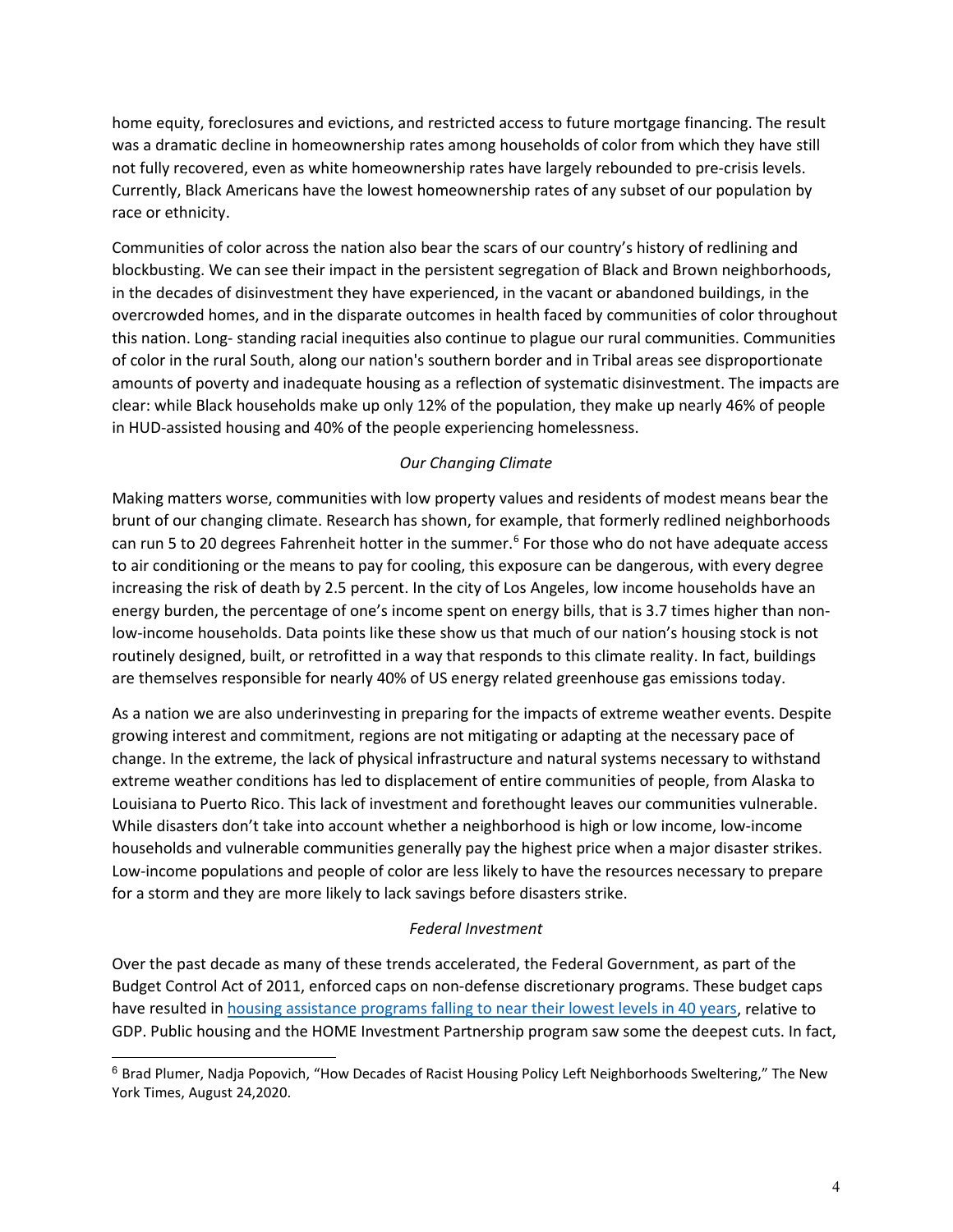home equity, foreclosures and evictions, and restricted access to future mortgage financing. The result was a dramatic decline in homeownership rates among households of color from which they have still not fully recovered, even as white homeownership rates have largely rebounded to pre-crisis levels. Currently, Black Americans have the lowest homeownership rates of any subset of our population by race or ethnicity.

Communities of color across the nation also bear the scars of our country's history of redlining and blockbusting. We can see their impact in the persistent segregation of Black and Brown neighborhoods, in the decades of disinvestment they have experienced, in the vacant or abandoned buildings, in the overcrowded homes, and in the disparate outcomes in health faced by communities of color throughout this nation. Long- standing racial inequities also continue to plague our rural communities. Communities of color in the rural South, along our nation's southern border and in Tribal areas see disproportionate amounts of poverty and inadequate housing as a reflection of systematic disinvestment. The impacts are clear: while Black households make up only 12% of the population, they make up nearly 46% of people in HUD-assisted housing and 40% of the people experiencing homelessness.

*Our Changing Climate*

Making matters worse, communities with low property values and residents of modest means bear the brunt of our changing climate. Research has shown, for example, that formerly redlined neighborhoods can run 5 to 20 degrees Fahrenheit hotter in the summer.[6] For those who do not have adequate access to air conditioning or the means to pay for cooling, this exposure can be dangerous, with every degree increasing the risk of death by 2.5 percent. In the city of Los Angeles, low income households have an energy burden, the percentage of one's income spent on energy bills, that is 3.7 times higher than non-low-income households. Data points like these show us that much of our nation's housing stock is not routinely designed, built, or retrofitted in a way that responds to this climate reality. In fact, buildings are themselves responsible for nearly 40% of US energy related greenhouse gas emissions today.

As a nation we are also underinvesting in preparing for the impacts of extreme weather events. Despite growing interest and commitment, regions are not mitigating or adapting at the necessary pace of change. In the extreme, the lack of physical infrastructure and natural systems necessary to withstand extreme weather conditions has led to displacement of entire communities of people, from Alaska to Louisiana to Puerto Rico. This lack of investment and forethought leaves our communities vulnerable. While disasters don't take into account whether a neighborhood is high or low income, low-income households and vulnerable communities generally pay the highest price when a major disaster strikes. Low-income populations and people of color are less likely to have the resources necessary to prepare for a storm and they are more likely to lack savings before disasters strike.

*Federal Investment*

Over the past decade as many of these trends accelerated, the Federal Government, as part of the Budget Control Act of 2011, enforced caps on non-defense discretionary programs. These budget caps have resulted in housing assistance programs falling to near their lowest levels in 40 years, relative to GDP. Public housing and the HOME Investment Partnership program saw some the deepest cuts. In fact,

[6] Brad Plumer, Nadja Popovich, "How Decades of Racist Housing Policy Left Neighborhoods Sweltering," The New York Times, August 24,2020.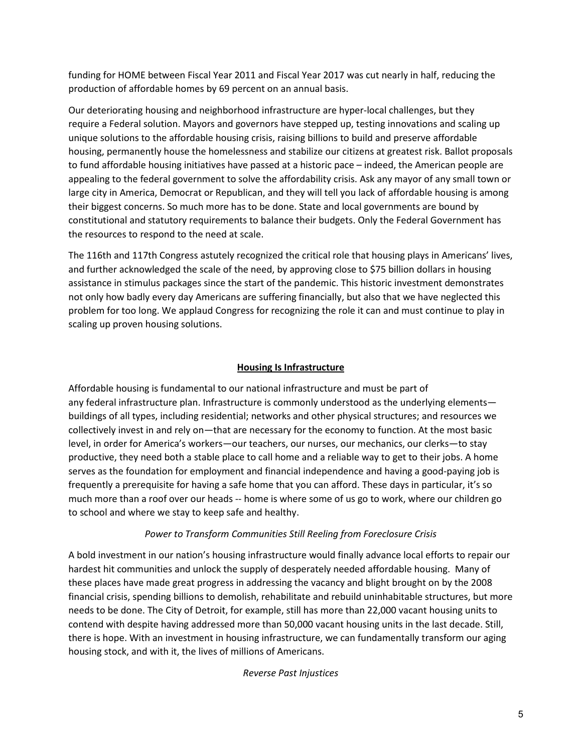funding for HOME between Fiscal Year 2011 and Fiscal Year 2017 was cut nearly in half, reducing the production of affordable homes by 69 percent on an annual basis.

Our deteriorating housing and neighborhood infrastructure are hyper-local challenges, but they require a Federal solution. Mayors and governors have stepped up, testing innovations and scaling up unique solutions to the affordable housing crisis, raising billions to build and preserve affordable housing, permanently house the homelessness and stabilize our citizens at greatest risk. Ballot proposals to fund affordable housing initiatives have passed at a historic pace – indeed, the American people are appealing to the federal government to solve the affordability crisis. Ask any mayor of any small town or large city in America, Democrat or Republican, and they will tell you lack of affordable housing is among their biggest concerns. So much more has to be done. State and local governments are bound by constitutional and statutory requirements to balance their budgets. Only the Federal Government has the resources to respond to the need at scale.

The 116th and 117th Congress astutely recognized the critical role that housing plays in Americans' lives, and further acknowledged the scale of the need, by approving close to $75 billion dollars in housing assistance in stimulus packages since the start of the pandemic. This historic investment demonstrates not only how badly every day Americans are suffering financially, but also that we have neglected this problem for too long. We applaud Congress for recognizing the role it can and must continue to play in scaling up proven housing solutions.

## Housing Is Infrastructure

Affordable housing is fundamental to our national infrastructure and must be part of any federal infrastructure plan. Infrastructure is commonly understood as the underlying elements—buildings of all types, including residential; networks and other physical structures; and resources we collectively invest in and rely on—that are necessary for the economy to function. At the most basic level, in order for America's workers—our teachers, our nurses, our mechanics, our clerks—to stay productive, they need both a stable place to call home and a reliable way to get to their jobs. A home serves as the foundation for employment and financial independence and having a good-paying job is frequently a prerequisite for having a safe home that you can afford. These days in particular, it's so much more than a roof over our heads -- home is where some of us go to work, where our children go to school and where we stay to keep safe and healthy.

*Power to Transform Communities Still Reeling from Foreclosure Crisis*

A bold investment in our nation's housing infrastructure would finally advance local efforts to repair our hardest hit communities and unlock the supply of desperately needed affordable housing. Many of these places have made great progress in addressing the vacancy and blight brought on by the 2008 financial crisis, spending billions to demolish, rehabilitate and rebuild uninhabitable structures, but more needs to be done. The City of Detroit, for example, still has more than 22,000 vacant housing units to contend with despite having addressed more than 50,000 vacant housing units in the last decade. Still, there is hope. With an investment in housing infrastructure, we can fundamentally transform our aging housing stock, and with it, the lives of millions of Americans.

*Reverse Past Injustices*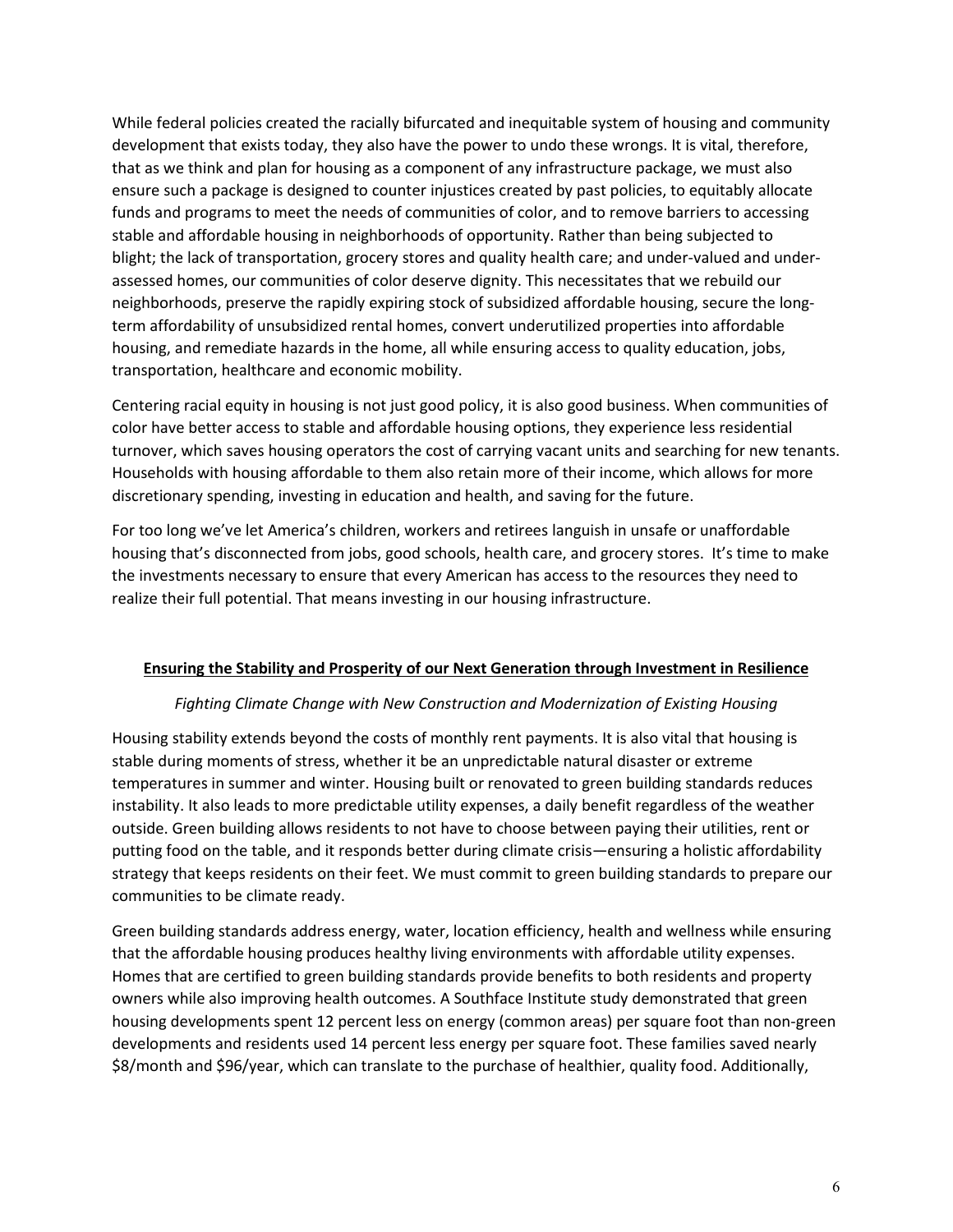While federal policies created the racially bifurcated and inequitable system of housing and community development that exists today, they also have the power to undo these wrongs. It is vital, therefore, that as we think and plan for housing as a component of any infrastructure package, we must also ensure such a package is designed to counter injustices created by past policies, to equitably allocate funds and programs to meet the needs of communities of color, and to remove barriers to accessing stable and affordable housing in neighborhoods of opportunity. Rather than being subjected to blight; the lack of transportation, grocery stores and quality health care; and under-valued and under-assessed homes, our communities of color deserve dignity. This necessitates that we rebuild our neighborhoods, preserve the rapidly expiring stock of subsidized affordable housing, secure the long-term affordability of unsubsidized rental homes, convert underutilized properties into affordable housing, and remediate hazards in the home, all while ensuring access to quality education, jobs, transportation, healthcare and economic mobility.

Centering racial equity in housing is not just good policy, it is also good business. When communities of color have better access to stable and affordable housing options, they experience less residential turnover, which saves housing operators the cost of carrying vacant units and searching for new tenants. Households with housing affordable to them also retain more of their income, which allows for more discretionary spending, investing in education and health, and saving for the future.

For too long we've let America's children, workers and retirees languish in unsafe or unaffordable housing that's disconnected from jobs, good schools, health care, and grocery stores. It's time to make the investments necessary to ensure that every American has access to the resources they need to realize their full potential. That means investing in our housing infrastructure.

## **Ensuring the Stability and Prosperity of our Next Generation through Investment in Resilience**

### *Fighting Climate Change with New Construction and Modernization of Existing Housing*

Housing stability extends beyond the costs of monthly rent payments. It is also vital that housing is stable during moments of stress, whether it be an unpredictable natural disaster or extreme temperatures in summer and winter. Housing built or renovated to green building standards reduces instability. It also leads to more predictable utility expenses, a daily benefit regardless of the weather outside. Green building allows residents to not have to choose between paying their utilities, rent or putting food on the table, and it responds better during climate crisis—ensuring a holistic affordability strategy that keeps residents on their feet. We must commit to green building standards to prepare our communities to be climate ready.

Green building standards address energy, water, location efficiency, health and wellness while ensuring that the affordable housing produces healthy living environments with affordable utility expenses. Homes that are certified to green building standards provide benefits to both residents and property owners while also improving health outcomes. A Southface Institute study demonstrated that green housing developments spent 12 percent less on energy (common areas) per square foot than non-green developments and residents used 14 percent less energy per square foot. These families saved nearly $8/month and $96/year, which can translate to the purchase of healthier, quality food. Additionally,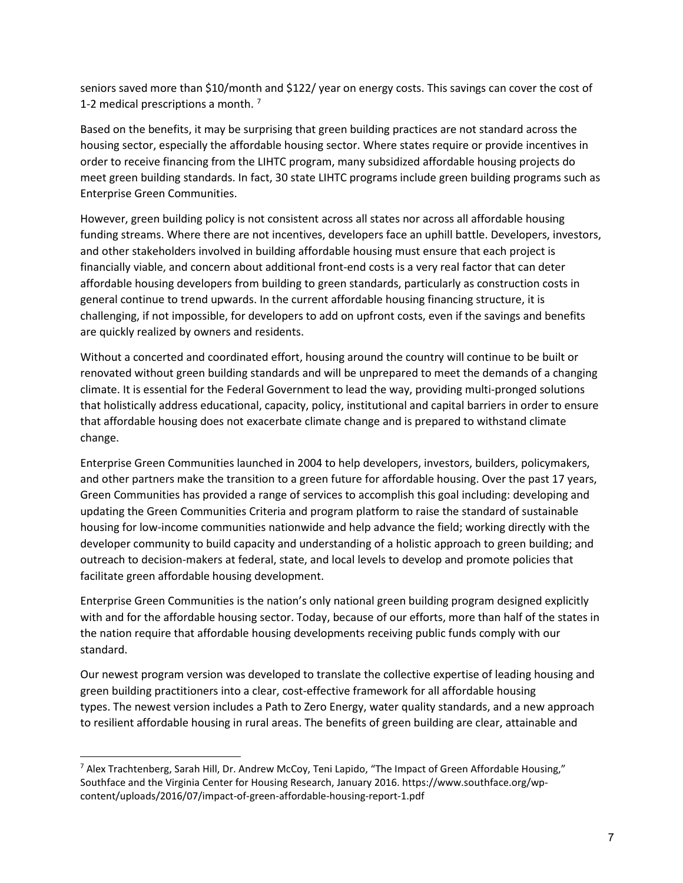seniors saved more than $10/month and $122/ year on energy costs. This savings can cover the cost of 1-2 medical prescriptions a month. [7]

Based on the benefits, it may be surprising that green building practices are not standard across the housing sector, especially the affordable housing sector. Where states require or provide incentives in order to receive financing from the LIHTC program, many subsidized affordable housing projects do meet green building standards. In fact, 30 state LIHTC programs include green building programs such as Enterprise Green Communities.

However, green building policy is not consistent across all states nor across all affordable housing funding streams. Where there are not incentives, developers face an uphill battle. Developers, investors, and other stakeholders involved in building affordable housing must ensure that each project is financially viable, and concern about additional front-end costs is a very real factor that can deter affordable housing developers from building to green standards, particularly as construction costs in general continue to trend upwards. In the current affordable housing financing structure, it is challenging, if not impossible, for developers to add on upfront costs, even if the savings and benefits are quickly realized by owners and residents.

Without a concerted and coordinated effort, housing around the country will continue to be built or renovated without green building standards and will be unprepared to meet the demands of a changing climate. It is essential for the Federal Government to lead the way, providing multi-pronged solutions that holistically address educational, capacity, policy, institutional and capital barriers in order to ensure that affordable housing does not exacerbate climate change and is prepared to withstand climate change.

Enterprise Green Communities launched in 2004 to help developers, investors, builders, policymakers, and other partners make the transition to a green future for affordable housing. Over the past 17 years, Green Communities has provided a range of services to accomplish this goal including: developing and updating the Green Communities Criteria and program platform to raise the standard of sustainable housing for low-income communities nationwide and help advance the field; working directly with the developer community to build capacity and understanding of a holistic approach to green building; and outreach to decision-makers at federal, state, and local levels to develop and promote policies that facilitate green affordable housing development.

Enterprise Green Communities is the nation's only national green building program designed explicitly with and for the affordable housing sector. Today, because of our efforts, more than half of the states in the nation require that affordable housing developments receiving public funds comply with our standard.

Our newest program version was developed to translate the collective expertise of leading housing and green building practitioners into a clear, cost-effective framework for all affordable housing types. The newest version includes a Path to Zero Energy, water quality standards, and a new approach to resilient affordable housing in rural areas. The benefits of green building are clear, attainable and

---

[7] Alex Trachtenberg, Sarah Hill, Dr. Andrew McCoy, Teni Lapido, "The Impact of Green Affordable Housing," Southface and the Virginia Center for Housing Research, January 2016. https://www.southface.org/wp-content/uploads/2016/07/impact-of-green-affordable-housing-report-1.pdf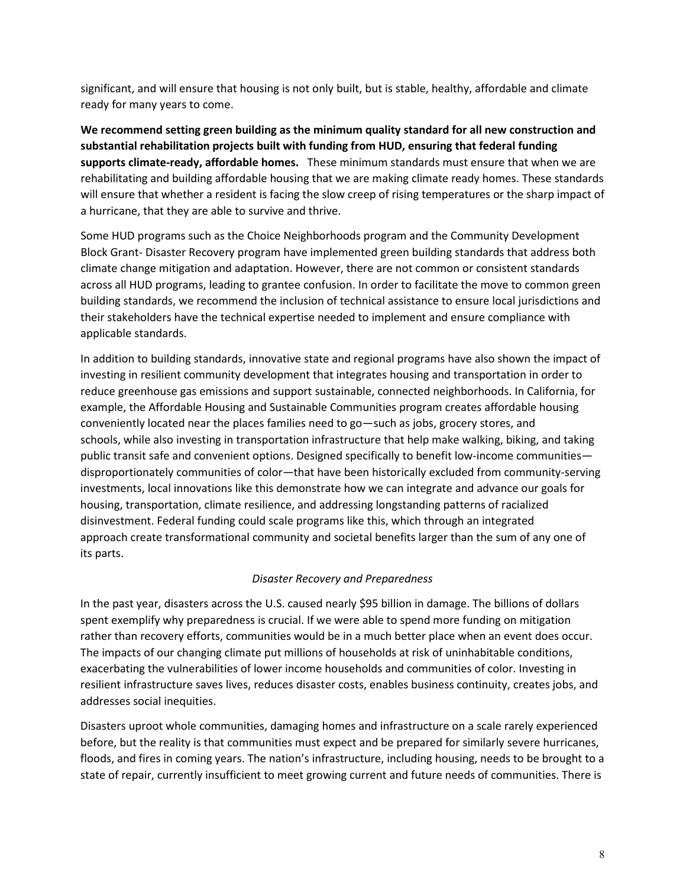significant, and will ensure that housing is not only built, but is stable, healthy, affordable and climate ready for many years to come.

**We recommend setting green building as the minimum quality standard for all new construction and substantial rehabilitation projects built with funding from HUD, ensuring that federal funding supports climate-ready, affordable homes.** These minimum standards must ensure that when we are rehabilitating and building affordable housing that we are making climate ready homes. These standards will ensure that whether a resident is facing the slow creep of rising temperatures or the sharp impact of a hurricane, that they are able to survive and thrive.

Some HUD programs such as the Choice Neighborhoods program and the Community Development Block Grant- Disaster Recovery program have implemented green building standards that address both climate change mitigation and adaptation. However, there are not common or consistent standards across all HUD programs, leading to grantee confusion. In order to facilitate the move to common green building standards, we recommend the inclusion of technical assistance to ensure local jurisdictions and their stakeholders have the technical expertise needed to implement and ensure compliance with applicable standards.

In addition to building standards, innovative state and regional programs have also shown the impact of investing in resilient community development that integrates housing and transportation in order to reduce greenhouse gas emissions and support sustainable, connected neighborhoods. In California, for example, the Affordable Housing and Sustainable Communities program creates affordable housing conveniently located near the places families need to go—such as jobs, grocery stores, and schools, while also investing in transportation infrastructure that help make walking, biking, and taking public transit safe and convenient options. Designed specifically to benefit low-income communities—disproportionately communities of color—that have been historically excluded from community-serving investments, local innovations like this demonstrate how we can integrate and advance our goals for housing, transportation, climate resilience, and addressing longstanding patterns of racialized disinvestment. Federal funding could scale programs like this, which through an integrated approach create transformational community and societal benefits larger than the sum of any one of its parts.

*Disaster Recovery and Preparedness*

In the past year, disasters across the U.S. caused nearly $95 billion in damage. The billions of dollars spent exemplify why preparedness is crucial. If we were able to spend more funding on mitigation rather than recovery efforts, communities would be in a much better place when an event does occur. The impacts of our changing climate put millions of households at risk of uninhabitable conditions, exacerbating the vulnerabilities of lower income households and communities of color. Investing in resilient infrastructure saves lives, reduces disaster costs, enables business continuity, creates jobs, and addresses social inequities.

Disasters uproot whole communities, damaging homes and infrastructure on a scale rarely experienced before, but the reality is that communities must expect and be prepared for similarly severe hurricanes, floods, and fires in coming years. The nation's infrastructure, including housing, needs to be brought to a state of repair, currently insufficient to meet growing current and future needs of communities. There is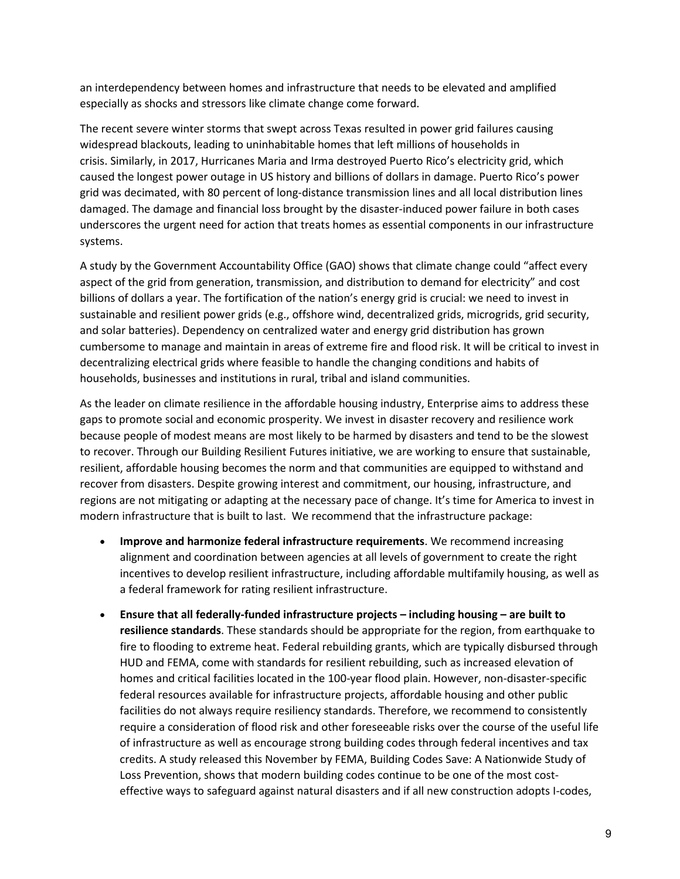an interdependency between homes and infrastructure that needs to be elevated and amplified especially as shocks and stressors like climate change come forward.

The recent severe winter storms that swept across Texas resulted in power grid failures causing widespread blackouts, leading to uninhabitable homes that left millions of households in crisis. Similarly, in 2017, Hurricanes Maria and Irma destroyed Puerto Rico's electricity grid, which caused the longest power outage in US history and billions of dollars in damage. Puerto Rico's power grid was decimated, with 80 percent of long-distance transmission lines and all local distribution lines damaged. The damage and financial loss brought by the disaster-induced power failure in both cases underscores the urgent need for action that treats homes as essential components in our infrastructure systems.

A study by the Government Accountability Office (GAO) shows that climate change could "affect every aspect of the grid from generation, transmission, and distribution to demand for electricity" and cost billions of dollars a year. The fortification of the nation's energy grid is crucial: we need to invest in sustainable and resilient power grids (e.g., offshore wind, decentralized grids, microgrids, grid security, and solar batteries). Dependency on centralized water and energy grid distribution has grown cumbersome to manage and maintain in areas of extreme fire and flood risk. It will be critical to invest in decentralizing electrical grids where feasible to handle the changing conditions and habits of households, businesses and institutions in rural, tribal and island communities.

As the leader on climate resilience in the affordable housing industry, Enterprise aims to address these gaps to promote social and economic prosperity. We invest in disaster recovery and resilience work because people of modest means are most likely to be harmed by disasters and tend to be the slowest to recover. Through our Building Resilient Futures initiative, we are working to ensure that sustainable, resilient, affordable housing becomes the norm and that communities are equipped to withstand and recover from disasters. Despite growing interest and commitment, our housing, infrastructure, and regions are not mitigating or adapting at the necessary pace of change. It's time for America to invest in modern infrastructure that is built to last. We recommend that the infrastructure package:

- **Improve and harmonize federal infrastructure requirements**. We recommend increasing alignment and coordination between agencies at all levels of government to create the right incentives to develop resilient infrastructure, including affordable multifamily housing, as well as a federal framework for rating resilient infrastructure.
- **Ensure that all federally-funded infrastructure projects – including housing – are built to resilience standards**. These standards should be appropriate for the region, from earthquake to fire to flooding to extreme heat. Federal rebuilding grants, which are typically disbursed through HUD and FEMA, come with standards for resilient rebuilding, such as increased elevation of homes and critical facilities located in the 100-year flood plain. However, non-disaster-specific federal resources available for infrastructure projects, affordable housing and other public facilities do not always require resiliency standards. Therefore, we recommend to consistently require a consideration of flood risk and other foreseeable risks over the course of the useful life of infrastructure as well as encourage strong building codes through federal incentives and tax credits. A study released this November by FEMA, Building Codes Save: A Nationwide Study of Loss Prevention, shows that modern building codes continue to be one of the most cost-effective ways to safeguard against natural disasters and if all new construction adopts I-codes,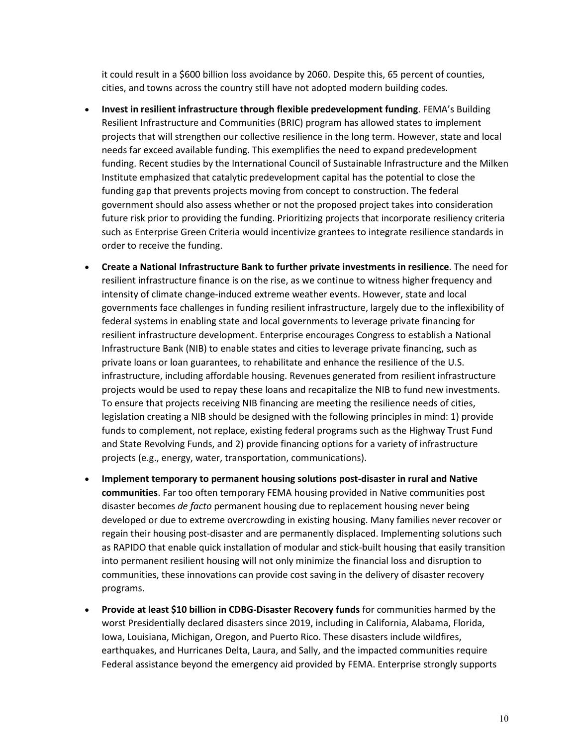it could result in a $600 billion loss avoidance by 2060. Despite this, 65 percent of counties, cities, and towns across the country still have not adopted modern building codes.

- **Invest in resilient infrastructure through flexible predevelopment funding**. FEMA's Building Resilient Infrastructure and Communities (BRIC) program has allowed states to implement projects that will strengthen our collective resilience in the long term. However, state and local needs far exceed available funding. This exemplifies the need to expand predevelopment funding. Recent studies by the International Council of Sustainable Infrastructure and the Milken Institute emphasized that catalytic predevelopment capital has the potential to close the funding gap that prevents projects moving from concept to construction. The federal government should also assess whether or not the proposed project takes into consideration future risk prior to providing the funding. Prioritizing projects that incorporate resiliency criteria such as Enterprise Green Criteria would incentivize grantees to integrate resilience standards in order to receive the funding.
- **Create a National Infrastructure Bank to further private investments in resilience**. The need for resilient infrastructure finance is on the rise, as we continue to witness higher frequency and intensity of climate change-induced extreme weather events. However, state and local governments face challenges in funding resilient infrastructure, largely due to the inflexibility of federal systems in enabling state and local governments to leverage private financing for resilient infrastructure development. Enterprise encourages Congress to establish a National Infrastructure Bank (NIB) to enable states and cities to leverage private financing, such as private loans or loan guarantees, to rehabilitate and enhance the resilience of the U.S. infrastructure, including affordable housing. Revenues generated from resilient infrastructure projects would be used to repay these loans and recapitalize the NIB to fund new investments. To ensure that projects receiving NIB financing are meeting the resilience needs of cities, legislation creating a NIB should be designed with the following principles in mind: 1) provide funds to complement, not replace, existing federal programs such as the Highway Trust Fund and State Revolving Funds, and 2) provide financing options for a variety of infrastructure projects (e.g., energy, water, transportation, communications).
- **Implement temporary to permanent housing solutions post-disaster in rural and Native communities**. Far too often temporary FEMA housing provided in Native communities post disaster becomes *de facto* permanent housing due to replacement housing never being developed or due to extreme overcrowding in existing housing. Many families never recover or regain their housing post-disaster and are permanently displaced. Implementing solutions such as RAPIDO that enable quick installation of modular and stick-built housing that easily transition into permanent resilient housing will not only minimize the financial loss and disruption to communities, these innovations can provide cost saving in the delivery of disaster recovery programs.
- **Provide at least $10 billion in CDBG-Disaster Recovery funds** for communities harmed by the worst Presidentially declared disasters since 2019, including in California, Alabama, Florida, Iowa, Louisiana, Michigan, Oregon, and Puerto Rico. These disasters include wildfires, earthquakes, and Hurricanes Delta, Laura, and Sally, and the impacted communities require Federal assistance beyond the emergency aid provided by FEMA. Enterprise strongly supports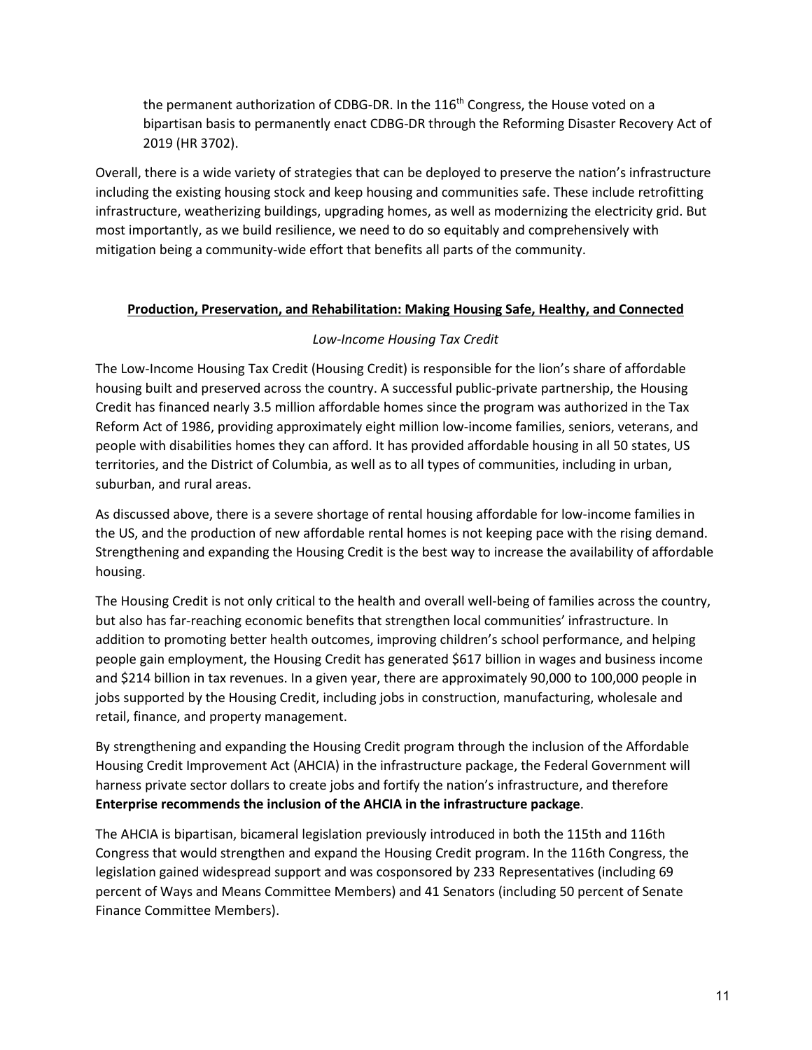the permanent authorization of CDBG-DR. In the 116th Congress, the House voted on a bipartisan basis to permanently enact CDBG-DR through the Reforming Disaster Recovery Act of 2019 (HR 3702).

Overall, there is a wide variety of strategies that can be deployed to preserve the nation's infrastructure including the existing housing stock and keep housing and communities safe. These include retrofitting infrastructure, weatherizing buildings, upgrading homes, as well as modernizing the electricity grid. But most importantly, as we build resilience, we need to do so equitably and comprehensively with mitigation being a community-wide effort that benefits all parts of the community.

## <u>Production, Preservation, and Rehabilitation: Making Housing Safe, Healthy, and Connected</u>

### *Low-Income Housing Tax Credit*

The Low-Income Housing Tax Credit (Housing Credit) is responsible for the lion's share of affordable housing built and preserved across the country. A successful public-private partnership, the Housing Credit has financed nearly 3.5 million affordable homes since the program was authorized in the Tax Reform Act of 1986, providing approximately eight million low-income families, seniors, veterans, and people with disabilities homes they can afford. It has provided affordable housing in all 50 states, US territories, and the District of Columbia, as well as to all types of communities, including in urban, suburban, and rural areas.

As discussed above, there is a severe shortage of rental housing affordable for low-income families in the US, and the production of new affordable rental homes is not keeping pace with the rising demand. Strengthening and expanding the Housing Credit is the best way to increase the availability of affordable housing.

The Housing Credit is not only critical to the health and overall well-being of families across the country, but also has far-reaching economic benefits that strengthen local communities' infrastructure. In addition to promoting better health outcomes, improving children's school performance, and helping people gain employment, the Housing Credit has generated $617 billion in wages and business income and $214 billion in tax revenues. In a given year, there are approximately 90,000 to 100,000 people in jobs supported by the Housing Credit, including jobs in construction, manufacturing, wholesale and retail, finance, and property management.

By strengthening and expanding the Housing Credit program through the inclusion of the Affordable Housing Credit Improvement Act (AHCIA) in the infrastructure package, the Federal Government will harness private sector dollars to create jobs and fortify the nation's infrastructure, and therefore **Enterprise recommends the inclusion of the AHCIA in the infrastructure package**.

The AHCIA is bipartisan, bicameral legislation previously introduced in both the 115th and 116th Congress that would strengthen and expand the Housing Credit program. In the 116th Congress, the legislation gained widespread support and was cosponsored by 233 Representatives (including 69 percent of Ways and Means Committee Members) and 41 Senators (including 50 percent of Senate Finance Committee Members).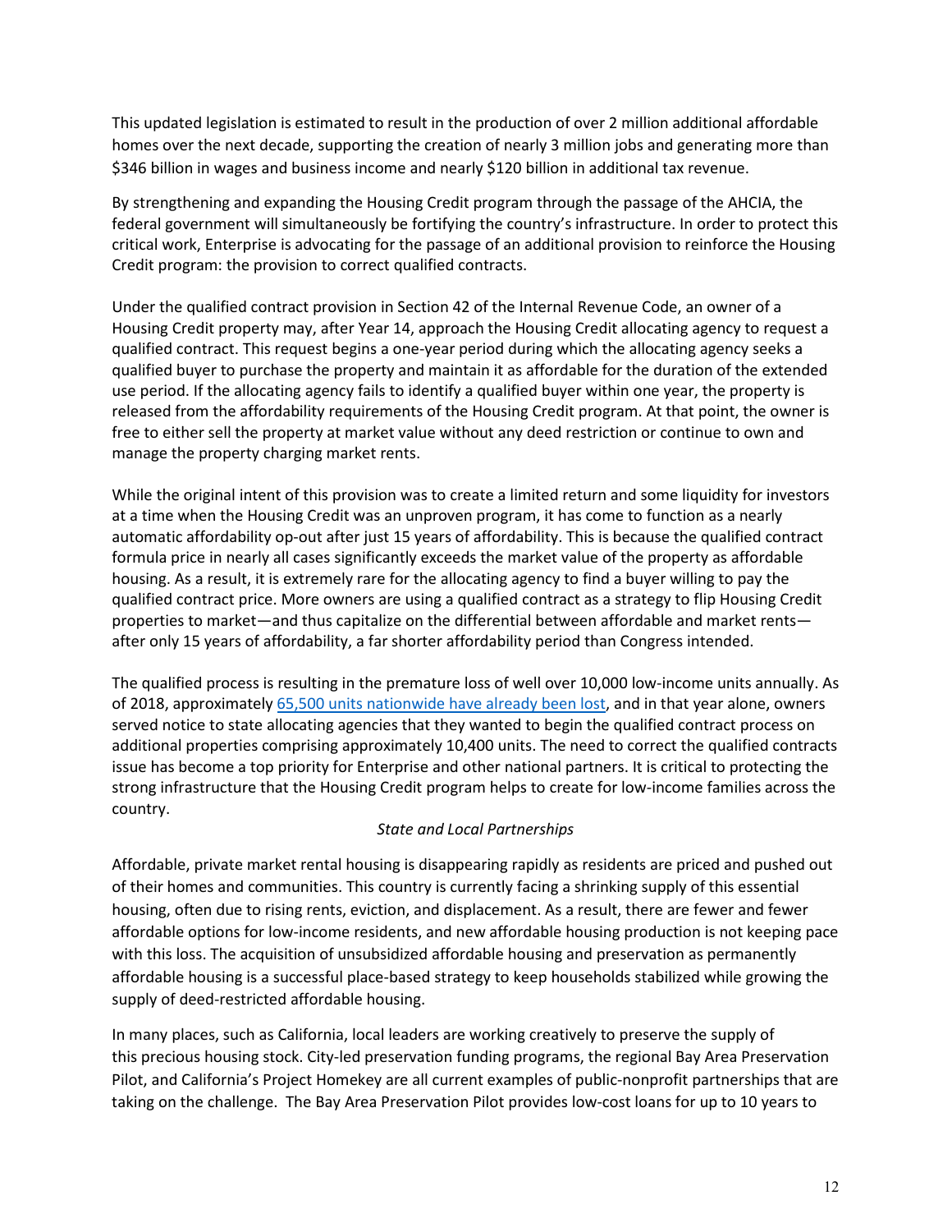This updated legislation is estimated to result in the production of over 2 million additional affordable homes over the next decade, supporting the creation of nearly 3 million jobs and generating more than $346 billion in wages and business income and nearly $120 billion in additional tax revenue.

By strengthening and expanding the Housing Credit program through the passage of the AHCIA, the federal government will simultaneously be fortifying the country's infrastructure. In order to protect this critical work, Enterprise is advocating for the passage of an additional provision to reinforce the Housing Credit program: the provision to correct qualified contracts.

Under the qualified contract provision in Section 42 of the Internal Revenue Code, an owner of a Housing Credit property may, after Year 14, approach the Housing Credit allocating agency to request a qualified contract. This request begins a one-year period during which the allocating agency seeks a qualified buyer to purchase the property and maintain it as affordable for the duration of the extended use period. If the allocating agency fails to identify a qualified buyer within one year, the property is released from the affordability requirements of the Housing Credit program. At that point, the owner is free to either sell the property at market value without any deed restriction or continue to own and manage the property charging market rents.

While the original intent of this provision was to create a limited return and some liquidity for investors at a time when the Housing Credit was an unproven program, it has come to function as a nearly automatic affordability op-out after just 15 years of affordability. This is because the qualified contract formula price in nearly all cases significantly exceeds the market value of the property as affordable housing. As a result, it is extremely rare for the allocating agency to find a buyer willing to pay the qualified contract price. More owners are using a qualified contract as a strategy to flip Housing Credit properties to market—and thus capitalize on the differential between affordable and market rents—after only 15 years of affordability, a far shorter affordability period than Congress intended.

The qualified process is resulting in the premature loss of well over 10,000 low-income units annually. As of 2018, approximately 65,500 units nationwide have already been lost, and in that year alone, owners served notice to state allocating agencies that they wanted to begin the qualified contract process on additional properties comprising approximately 10,400 units. The need to correct the qualified contracts issue has become a top priority for Enterprise and other national partners. It is critical to protecting the strong infrastructure that the Housing Credit program helps to create for low-income families across the country.

*State and Local Partnerships*

Affordable, private market rental housing is disappearing rapidly as residents are priced and pushed out of their homes and communities. This country is currently facing a shrinking supply of this essential housing, often due to rising rents, eviction, and displacement. As a result, there are fewer and fewer affordable options for low-income residents, and new affordable housing production is not keeping pace with this loss. The acquisition of unsubsidized affordable housing and preservation as permanently affordable housing is a successful place-based strategy to keep households stabilized while growing the supply of deed-restricted affordable housing.

In many places, such as California, local leaders are working creatively to preserve the supply of this precious housing stock. City-led preservation funding programs, the regional Bay Area Preservation Pilot, and California's Project Homekey are all current examples of public-nonprofit partnerships that are taking on the challenge. The Bay Area Preservation Pilot provides low-cost loans for up to 10 years to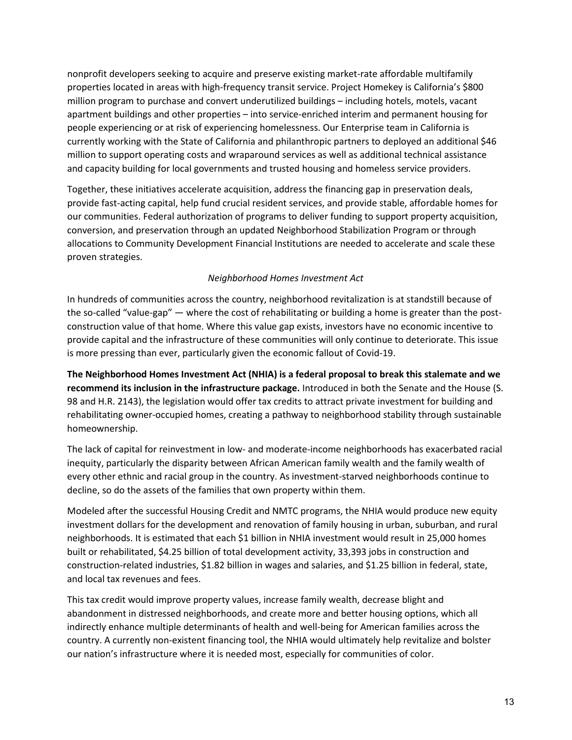nonprofit developers seeking to acquire and preserve existing market-rate affordable multifamily properties located in areas with high-frequency transit service. Project Homekey is California's $800 million program to purchase and convert underutilized buildings – including hotels, motels, vacant apartment buildings and other properties – into service-enriched interim and permanent housing for people experiencing or at risk of experiencing homelessness. Our Enterprise team in California is currently working with the State of California and philanthropic partners to deployed an additional $46 million to support operating costs and wraparound services as well as additional technical assistance and capacity building for local governments and trusted housing and homeless service providers.

Together, these initiatives accelerate acquisition, address the financing gap in preservation deals, provide fast-acting capital, help fund crucial resident services, and provide stable, affordable homes for our communities. Federal authorization of programs to deliver funding to support property acquisition, conversion, and preservation through an updated Neighborhood Stabilization Program or through allocations to Community Development Financial Institutions are needed to accelerate and scale these proven strategies.

*Neighborhood Homes Investment Act*

In hundreds of communities across the country, neighborhood revitalization is at standstill because of the so-called "value-gap" — where the cost of rehabilitating or building a home is greater than the post-construction value of that home. Where this value gap exists, investors have no economic incentive to provide capital and the infrastructure of these communities will only continue to deteriorate. This issue is more pressing than ever, particularly given the economic fallout of Covid-19.

**The Neighborhood Homes Investment Act (NHIA) is a federal proposal to break this stalemate and we recommend its inclusion in the infrastructure package.** Introduced in both the Senate and the House (S. 98 and H.R. 2143), the legislation would offer tax credits to attract private investment for building and rehabilitating owner-occupied homes, creating a pathway to neighborhood stability through sustainable homeownership.

The lack of capital for reinvestment in low- and moderate-income neighborhoods has exacerbated racial inequity, particularly the disparity between African American family wealth and the family wealth of every other ethnic and racial group in the country. As investment-starved neighborhoods continue to decline, so do the assets of the families that own property within them.

Modeled after the successful Housing Credit and NMTC programs, the NHIA would produce new equity investment dollars for the development and renovation of family housing in urban, suburban, and rural neighborhoods. It is estimated that each $1 billion in NHIA investment would result in 25,000 homes built or rehabilitated, $4.25 billion of total development activity, 33,393 jobs in construction and construction-related industries, $1.82 billion in wages and salaries, and $1.25 billion in federal, state, and local tax revenues and fees.

This tax credit would improve property values, increase family wealth, decrease blight and abandonment in distressed neighborhoods, and create more and better housing options, which all indirectly enhance multiple determinants of health and well-being for American families across the country. A currently non-existent financing tool, the NHIA would ultimately help revitalize and bolster our nation's infrastructure where it is needed most, especially for communities of color.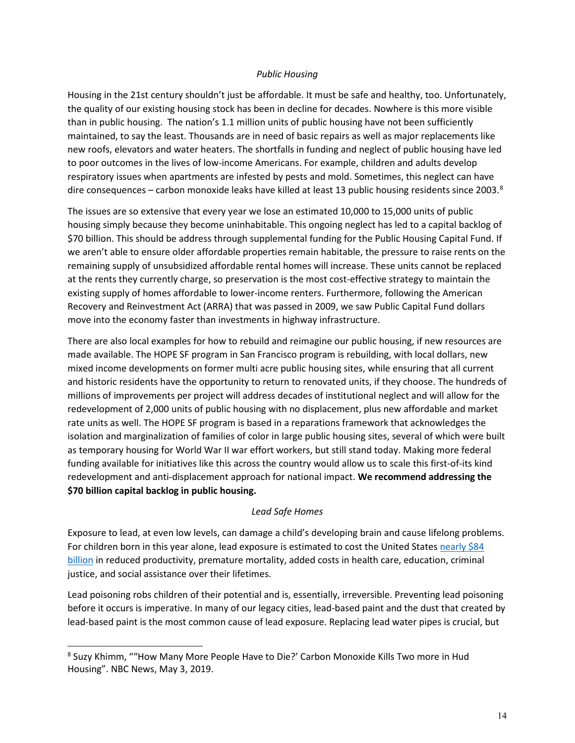*Public Housing*

Housing in the 21st century shouldn't just be affordable. It must be safe and healthy, too. Unfortunately, the quality of our existing housing stock has been in decline for decades. Nowhere is this more visible than in public housing. The nation's 1.1 million units of public housing have not been sufficiently maintained, to say the least. Thousands are in need of basic repairs as well as major replacements like new roofs, elevators and water heaters. The shortfalls in funding and neglect of public housing have led to poor outcomes in the lives of low-income Americans. For example, children and adults develop respiratory issues when apartments are infested by pests and mold. Sometimes, this neglect can have dire consequences – carbon monoxide leaks have killed at least 13 public housing residents since 2003.[8]

The issues are so extensive that every year we lose an estimated 10,000 to 15,000 units of public housing simply because they become uninhabitable. This ongoing neglect has led to a capital backlog of $70 billion. This should be address through supplemental funding for the Public Housing Capital Fund. If we aren't able to ensure older affordable properties remain habitable, the pressure to raise rents on the remaining supply of unsubsidized affordable rental homes will increase. These units cannot be replaced at the rents they currently charge, so preservation is the most cost-effective strategy to maintain the existing supply of homes affordable to lower-income renters. Furthermore, following the American Recovery and Reinvestment Act (ARRA) that was passed in 2009, we saw Public Capital Fund dollars move into the economy faster than investments in highway infrastructure.

There are also local examples for how to rebuild and reimagine our public housing, if new resources are made available. The HOPE SF program in San Francisco program is rebuilding, with local dollars, new mixed income developments on former multi acre public housing sites, while ensuring that all current and historic residents have the opportunity to return to renovated units, if they choose. The hundreds of millions of improvements per project will address decades of institutional neglect and will allow for the redevelopment of 2,000 units of public housing with no displacement, plus new affordable and market rate units as well. The HOPE SF program is based in a reparations framework that acknowledges the isolation and marginalization of families of color in large public housing sites, several of which were built as temporary housing for World War II war effort workers, but still stand today. Making more federal funding available for initiatives like this across the country would allow us to scale this first-of-its kind redevelopment and anti-displacement approach for national impact. **We recommend addressing the $70 billion capital backlog in public housing.**

*Lead Safe Homes*

Exposure to lead, at even low levels, can damage a child's developing brain and cause lifelong problems. For children born in this year alone, lead exposure is estimated to cost the United States nearly $84 billion in reduced productivity, premature mortality, added costs in health care, education, criminal justice, and social assistance over their lifetimes.

Lead poisoning robs children of their potential and is, essentially, irreversible. Preventing lead poisoning before it occurs is imperative. In many of our legacy cities, lead-based paint and the dust that created by lead-based paint is the most common cause of lead exposure. Replacing lead water pipes is crucial, but

[8] Suzy Khimm, ""How Many More People Have to Die?' Carbon Monoxide Kills Two more in Hud Housing". NBC News, May 3, 2019.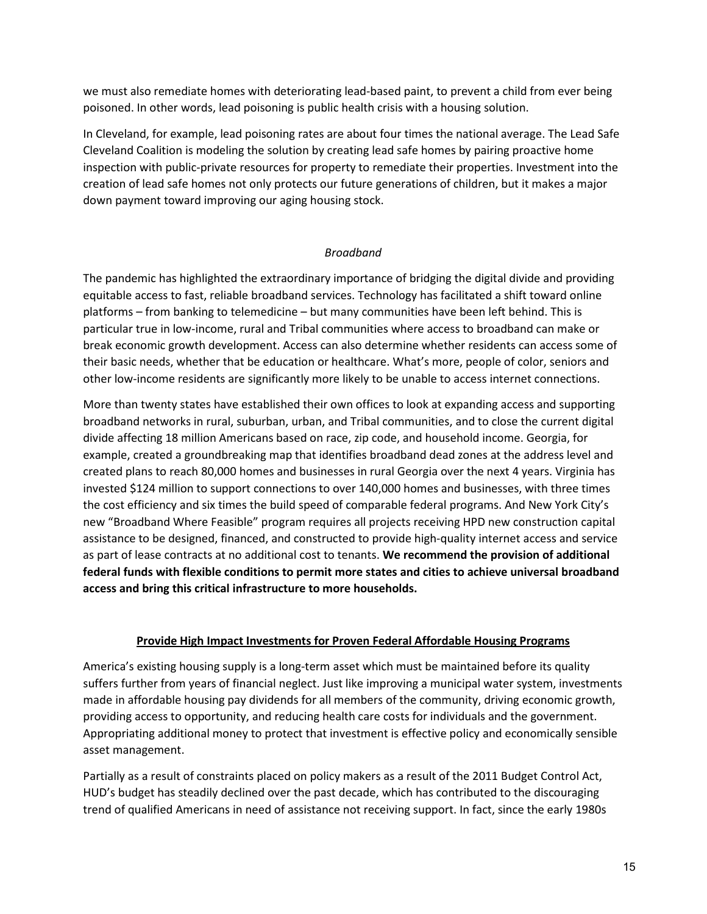we must also remediate homes with deteriorating lead-based paint, to prevent a child from ever being poisoned. In other words, lead poisoning is public health crisis with a housing solution.

In Cleveland, for example, lead poisoning rates are about four times the national average. The Lead Safe Cleveland Coalition is modeling the solution by creating lead safe homes by pairing proactive home inspection with public-private resources for property to remediate their properties. Investment into the creation of lead safe homes not only protects our future generations of children, but it makes a major down payment toward improving our aging housing stock.

### *Broadband*

The pandemic has highlighted the extraordinary importance of bridging the digital divide and providing equitable access to fast, reliable broadband services. Technology has facilitated a shift toward online platforms – from banking to telemedicine – but many communities have been left behind. This is particular true in low-income, rural and Tribal communities where access to broadband can make or break economic growth development. Access can also determine whether residents can access some of their basic needs, whether that be education or healthcare. What's more, people of color, seniors and other low-income residents are significantly more likely to be unable to access internet connections.

More than twenty states have established their own offices to look at expanding access and supporting broadband networks in rural, suburban, urban, and Tribal communities, and to close the current digital divide affecting 18 million Americans based on race, zip code, and household income. Georgia, for example, created a groundbreaking map that identifies broadband dead zones at the address level and created plans to reach 80,000 homes and businesses in rural Georgia over the next 4 years. Virginia has invested $124 million to support connections to over 140,000 homes and businesses, with three times the cost efficiency and six times the build speed of comparable federal programs. And New York City's new "Broadband Where Feasible" program requires all projects receiving HPD new construction capital assistance to be designed, financed, and constructed to provide high-quality internet access and service as part of lease contracts at no additional cost to tenants. **We recommend the provision of additional federal funds with flexible conditions to permit more states and cities to achieve universal broadband access and bring this critical infrastructure to more households.**

## Provide High Impact Investments for Proven Federal Affordable Housing Programs

America's existing housing supply is a long-term asset which must be maintained before its quality suffers further from years of financial neglect. Just like improving a municipal water system, investments made in affordable housing pay dividends for all members of the community, driving economic growth, providing access to opportunity, and reducing health care costs for individuals and the government. Appropriating additional money to protect that investment is effective policy and economically sensible asset management.

Partially as a result of constraints placed on policy makers as a result of the 2011 Budget Control Act, HUD's budget has steadily declined over the past decade, which has contributed to the discouraging trend of qualified Americans in need of assistance not receiving support. In fact, since the early 1980s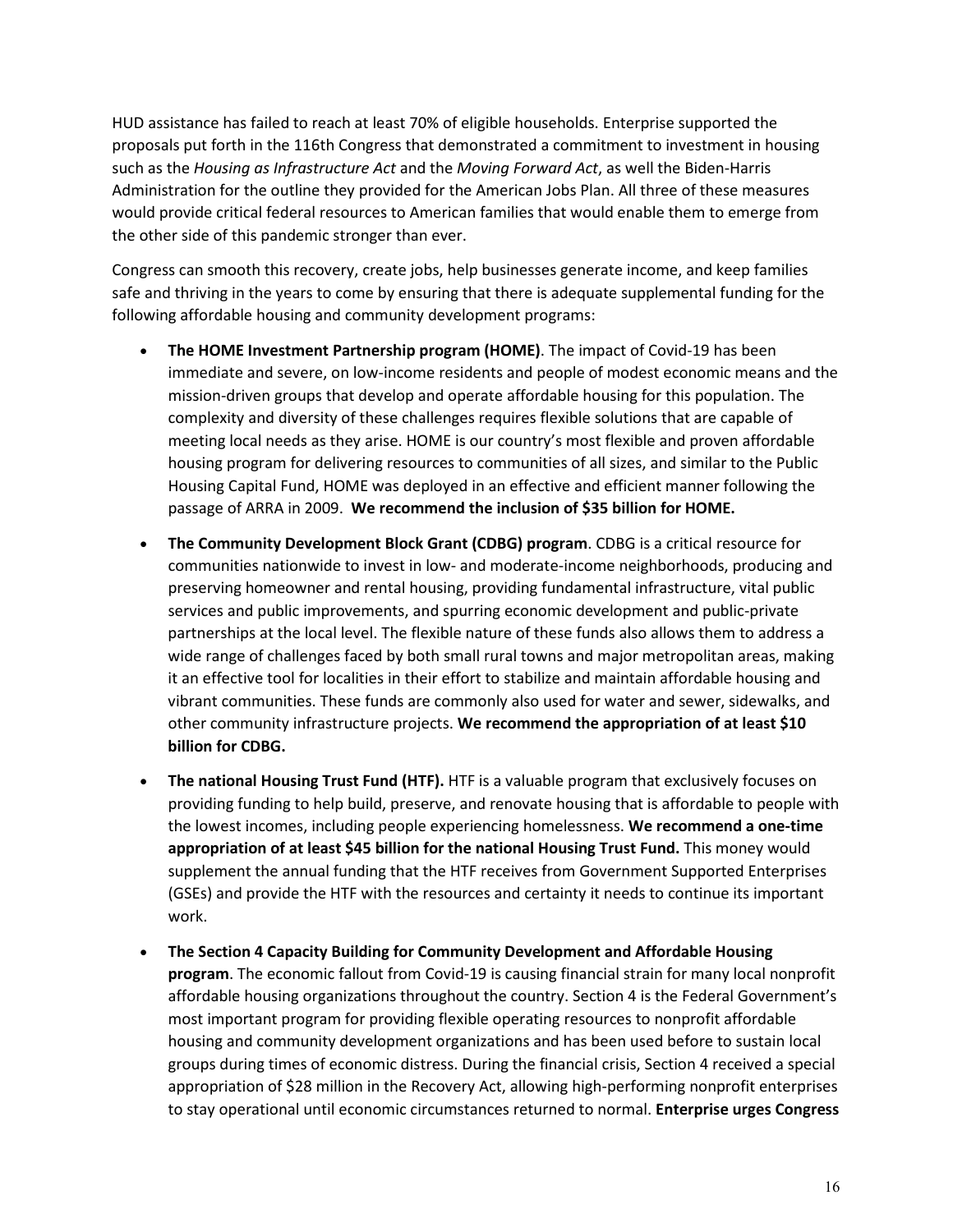HUD assistance has failed to reach at least 70% of eligible households. Enterprise supported the proposals put forth in the 116th Congress that demonstrated a commitment to investment in housing such as the *Housing as Infrastructure Act* and the *Moving Forward Act*, as well the Biden-Harris Administration for the outline they provided for the American Jobs Plan. All three of these measures would provide critical federal resources to American families that would enable them to emerge from the other side of this pandemic stronger than ever.

Congress can smooth this recovery, create jobs, help businesses generate income, and keep families safe and thriving in the years to come by ensuring that there is adequate supplemental funding for the following affordable housing and community development programs:

- **The HOME Investment Partnership program (HOME)**. The impact of Covid-19 has been immediate and severe, on low-income residents and people of modest economic means and the mission-driven groups that develop and operate affordable housing for this population. The complexity and diversity of these challenges requires flexible solutions that are capable of meeting local needs as they arise. HOME is our country's most flexible and proven affordable housing program for delivering resources to communities of all sizes, and similar to the Public Housing Capital Fund, HOME was deployed in an effective and efficient manner following the passage of ARRA in 2009. **We recommend the inclusion of $35 billion for HOME.**
- **The Community Development Block Grant (CDBG) program**. CDBG is a critical resource for communities nationwide to invest in low- and moderate-income neighborhoods, producing and preserving homeowner and rental housing, providing fundamental infrastructure, vital public services and public improvements, and spurring economic development and public-private partnerships at the local level. The flexible nature of these funds also allows them to address a wide range of challenges faced by both small rural towns and major metropolitan areas, making it an effective tool for localities in their effort to stabilize and maintain affordable housing and vibrant communities. These funds are commonly also used for water and sewer, sidewalks, and other community infrastructure projects. **We recommend the appropriation of at least $10 billion for CDBG.**
- **The national Housing Trust Fund (HTF).** HTF is a valuable program that exclusively focuses on providing funding to help build, preserve, and renovate housing that is affordable to people with the lowest incomes, including people experiencing homelessness. **We recommend a one-time appropriation of at least $45 billion for the national Housing Trust Fund.** This money would supplement the annual funding that the HTF receives from Government Supported Enterprises (GSEs) and provide the HTF with the resources and certainty it needs to continue its important work.
- **The Section 4 Capacity Building for Community Development and Affordable Housing program**. The economic fallout from Covid-19 is causing financial strain for many local nonprofit affordable housing organizations throughout the country. Section 4 is the Federal Government's most important program for providing flexible operating resources to nonprofit affordable housing and community development organizations and has been used before to sustain local groups during times of economic distress. During the financial crisis, Section 4 received a special appropriation of $28 million in the Recovery Act, allowing high-performing nonprofit enterprises to stay operational until economic circumstances returned to normal. **Enterprise urges Congress**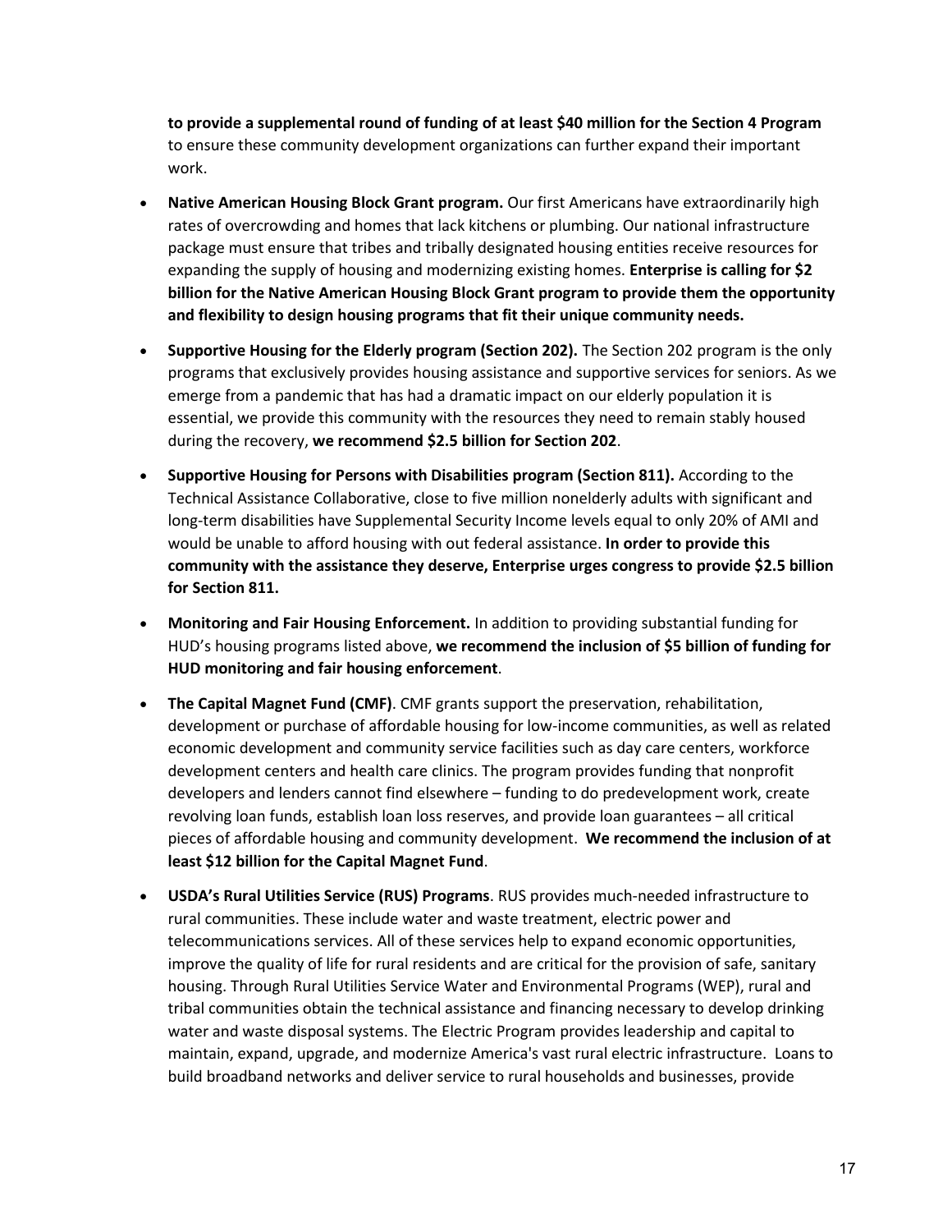**to provide a supplemental round of funding of at least $40 million for the Section 4 Program** to ensure these community development organizations can further expand their important work.

- **Native American Housing Block Grant program.** Our first Americans have extraordinarily high rates of overcrowding and homes that lack kitchens or plumbing. Our national infrastructure package must ensure that tribes and tribally designated housing entities receive resources for expanding the supply of housing and modernizing existing homes. **Enterprise is calling for $2 billion for the Native American Housing Block Grant program to provide them the opportunity and flexibility to design housing programs that fit their unique community needs.**
- **Supportive Housing for the Elderly program (Section 202).** The Section 202 program is the only programs that exclusively provides housing assistance and supportive services for seniors. As we emerge from a pandemic that has had a dramatic impact on our elderly population it is essential, we provide this community with the resources they need to remain stably housed during the recovery, **we recommend $2.5 billion for Section 202**.
- **Supportive Housing for Persons with Disabilities program (Section 811).** According to the Technical Assistance Collaborative, close to five million nonelderly adults with significant and long-term disabilities have Supplemental Security Income levels equal to only 20% of AMI and would be unable to afford housing with out federal assistance. **In order to provide this community with the assistance they deserve, Enterprise urges congress to provide $2.5 billion for Section 811.**
- **Monitoring and Fair Housing Enforcement.** In addition to providing substantial funding for HUD's housing programs listed above, **we recommend the inclusion of $5 billion of funding for HUD monitoring and fair housing enforcement**.
- **The Capital Magnet Fund (CMF)**. CMF grants support the preservation, rehabilitation, development or purchase of affordable housing for low-income communities, as well as related economic development and community service facilities such as day care centers, workforce development centers and health care clinics. The program provides funding that nonprofit developers and lenders cannot find elsewhere – funding to do predevelopment work, create revolving loan funds, establish loan loss reserves, and provide loan guarantees – all critical pieces of affordable housing and community development. **We recommend the inclusion of at least $12 billion for the Capital Magnet Fund**.
- **USDA's Rural Utilities Service (RUS) Programs**. RUS provides much-needed infrastructure to rural communities. These include water and waste treatment, electric power and telecommunications services. All of these services help to expand economic opportunities, improve the quality of life for rural residents and are critical for the provision of safe, sanitary housing. Through Rural Utilities Service Water and Environmental Programs (WEP), rural and tribal communities obtain the technical assistance and financing necessary to develop drinking water and waste disposal systems. The Electric Program provides leadership and capital to maintain, expand, upgrade, and modernize America's vast rural electric infrastructure. Loans to build broadband networks and deliver service to rural households and businesses, provide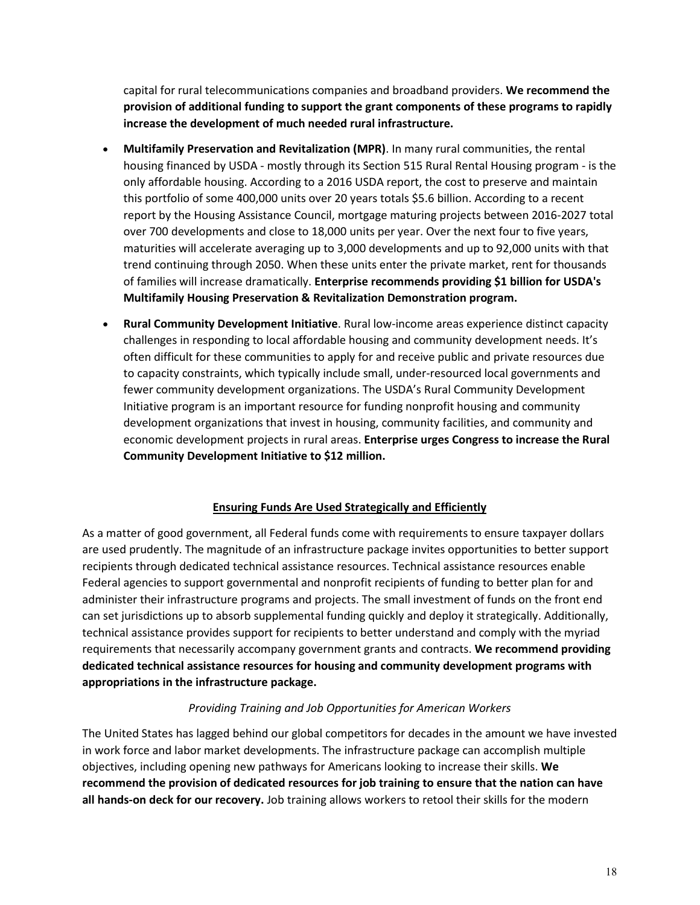capital for rural telecommunications companies and broadband providers. **We recommend the provision of additional funding to support the grant components of these programs to rapidly increase the development of much needed rural infrastructure.**

- **Multifamily Preservation and Revitalization (MPR)**. In many rural communities, the rental housing financed by USDA - mostly through its Section 515 Rural Rental Housing program - is the only affordable housing. According to a 2016 USDA report, the cost to preserve and maintain this portfolio of some 400,000 units over 20 years totals $5.6 billion. According to a recent report by the Housing Assistance Council, mortgage maturing projects between 2016-2027 total over 700 developments and close to 18,000 units per year. Over the next four to five years, maturities will accelerate averaging up to 3,000 developments and up to 92,000 units with that trend continuing through 2050. When these units enter the private market, rent for thousands of families will increase dramatically. **Enterprise recommends providing $1 billion for USDA's Multifamily Housing Preservation & Revitalization Demonstration program.**
- **Rural Community Development Initiative**. Rural low-income areas experience distinct capacity challenges in responding to local affordable housing and community development needs. It's often difficult for these communities to apply for and receive public and private resources due to capacity constraints, which typically include small, under-resourced local governments and fewer community development organizations. The USDA's Rural Community Development Initiative program is an important resource for funding nonprofit housing and community development organizations that invest in housing, community facilities, and community and economic development projects in rural areas. **Enterprise urges Congress to increase the Rural Community Development Initiative to $12 million.**

## Ensuring Funds Are Used Strategically and Efficiently

As a matter of good government, all Federal funds come with requirements to ensure taxpayer dollars are used prudently. The magnitude of an infrastructure package invites opportunities to better support recipients through dedicated technical assistance resources. Technical assistance resources enable Federal agencies to support governmental and nonprofit recipients of funding to better plan for and administer their infrastructure programs and projects. The small investment of funds on the front end can set jurisdictions up to absorb supplemental funding quickly and deploy it strategically. Additionally, technical assistance provides support for recipients to better understand and comply with the myriad requirements that necessarily accompany government grants and contracts. **We recommend providing dedicated technical assistance resources for housing and community development programs with appropriations in the infrastructure package.**

### *Providing Training and Job Opportunities for American Workers*

The United States has lagged behind our global competitors for decades in the amount we have invested in work force and labor market developments. The infrastructure package can accomplish multiple objectives, including opening new pathways for Americans looking to increase their skills. **We recommend the provision of dedicated resources for job training to ensure that the nation can have all hands-on deck for our recovery.** Job training allows workers to retool their skills for the modern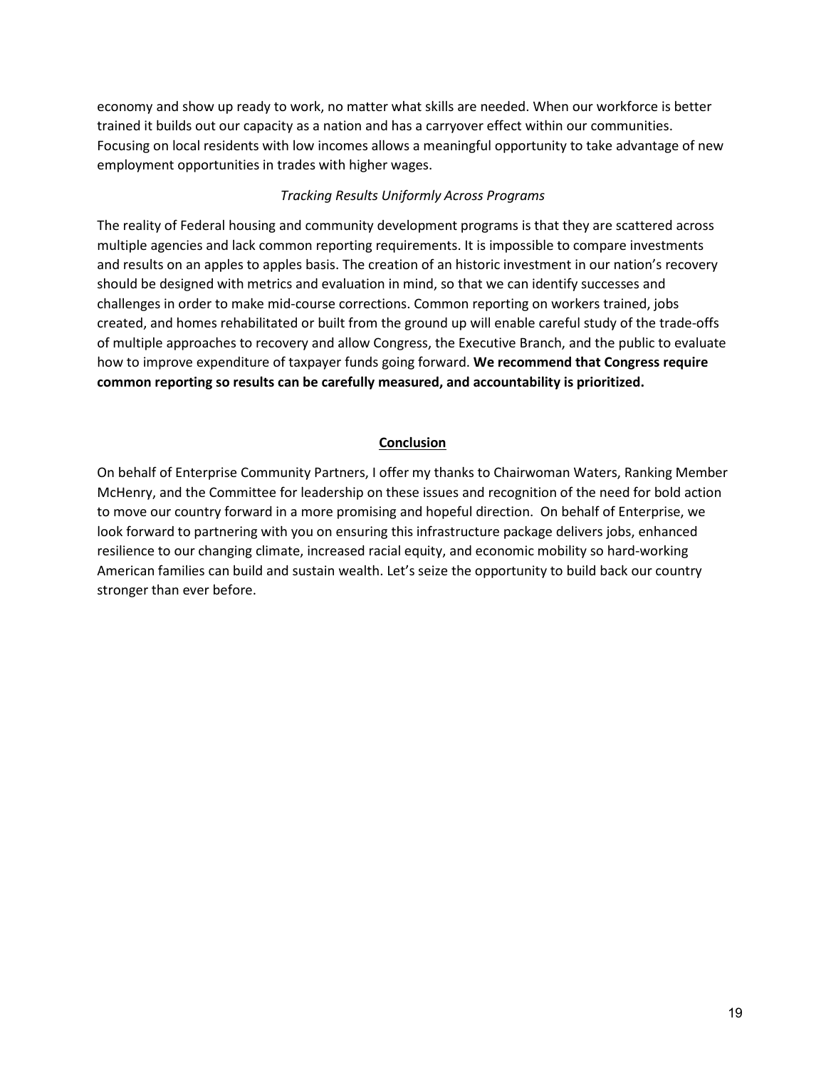economy and show up ready to work, no matter what skills are needed. When our workforce is better trained it builds out our capacity as a nation and has a carryover effect within our communities. Focusing on local residents with low incomes allows a meaningful opportunity to take advantage of new employment opportunities in trades with higher wages.

*Tracking Results Uniformly Across Programs*

The reality of Federal housing and community development programs is that they are scattered across multiple agencies and lack common reporting requirements. It is impossible to compare investments and results on an apples to apples basis. The creation of an historic investment in our nation's recovery should be designed with metrics and evaluation in mind, so that we can identify successes and challenges in order to make mid-course corrections. Common reporting on workers trained, jobs created, and homes rehabilitated or built from the ground up will enable careful study of the trade-offs of multiple approaches to recovery and allow Congress, the Executive Branch, and the public to evaluate how to improve expenditure of taxpayer funds going forward. **We recommend that Congress require common reporting so results can be carefully measured, and accountability is prioritized.**

## Conclusion

On behalf of Enterprise Community Partners, I offer my thanks to Chairwoman Waters, Ranking Member McHenry, and the Committee for leadership on these issues and recognition of the need for bold action to move our country forward in a more promising and hopeful direction. On behalf of Enterprise, we look forward to partnering with you on ensuring this infrastructure package delivers jobs, enhanced resilience to our changing climate, increased racial equity, and economic mobility so hard-working American families can build and sustain wealth. Let's seize the opportunity to build back our country stronger than ever before.